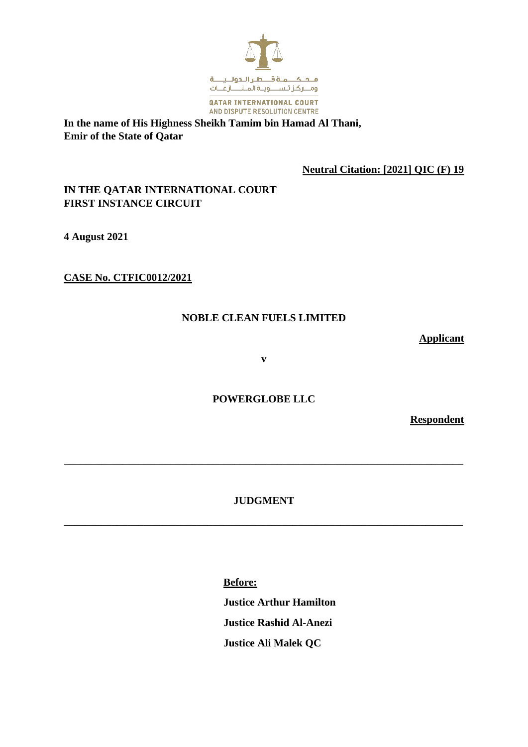محكمة قطر الدولية
ومركز تسوية المنازعات

QATAR INTERNATIONAL COURT
AND DISPUTE RESOLUTION CENTRE

**In the name of His Highness Sheikh Tamim bin Hamad Al Thani, Emir of the State of Qatar**

**Neutral Citation: [2021] QIC (F) 19**

**IN THE QATAR INTERNATIONAL COURT
FIRST INSTANCE CIRCUIT**

**4 August 2021**

**CASE No. CTFIC0012/2021**

**NOBLE CLEAN FUELS LIMITED**

**Applicant**

**v**

**POWERGLOBE LLC**

**Respondent**

---

**JUDGMENT**

---

**Before:**

**Justice Arthur Hamilton**

**Justice Rashid Al-Anezi**

**Justice Ali Malek QC**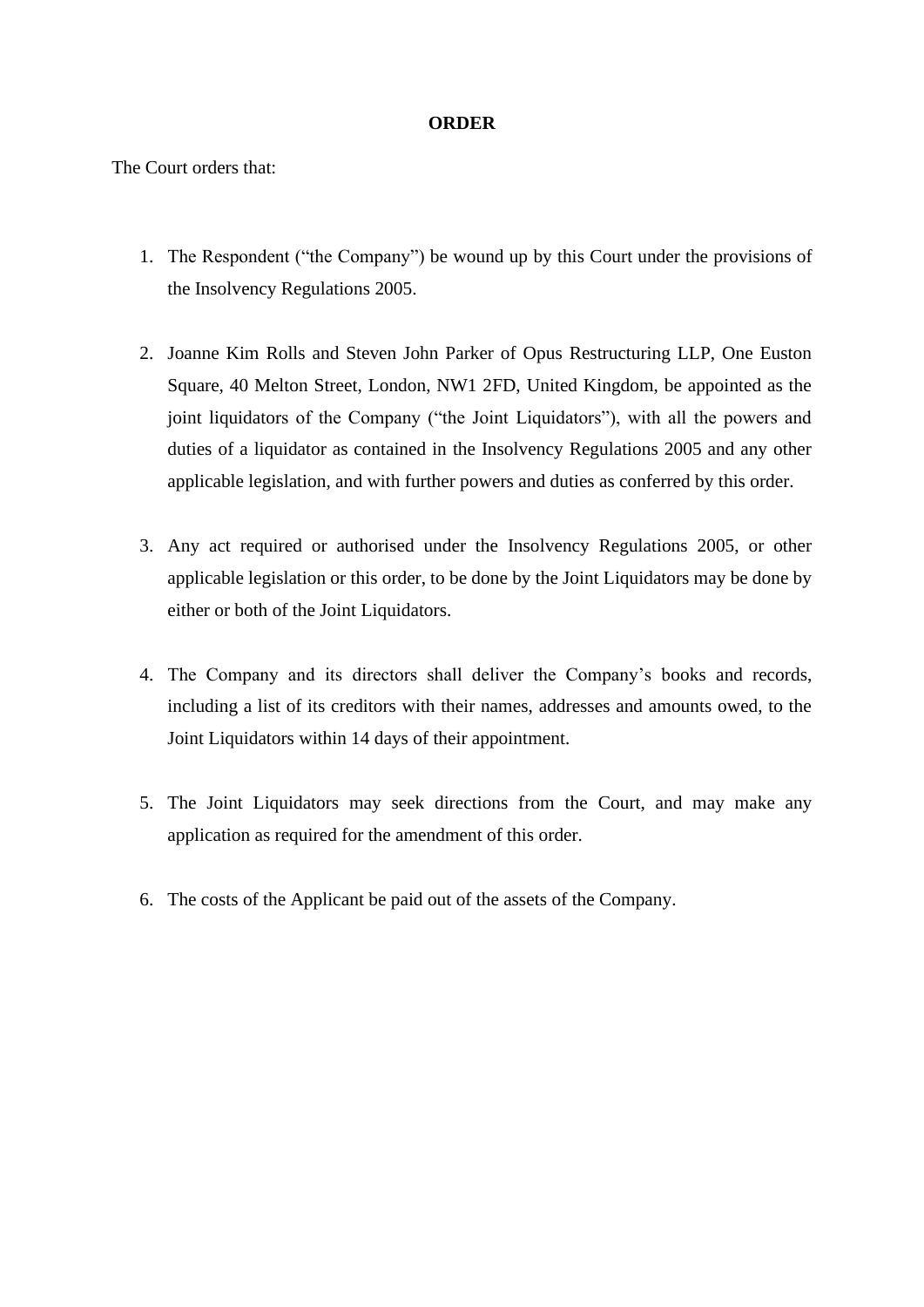**ORDER**

The Court orders that:

1. The Respondent ("the Company") be wound up by this Court under the provisions of the Insolvency Regulations 2005.

2. Joanne Kim Rolls and Steven John Parker of Opus Restructuring LLP, One Euston Square, 40 Melton Street, London, NW1 2FD, United Kingdom, be appointed as the joint liquidators of the Company ("the Joint Liquidators"), with all the powers and duties of a liquidator as contained in the Insolvency Regulations 2005 and any other applicable legislation, and with further powers and duties as conferred by this order.

3. Any act required or authorised under the Insolvency Regulations 2005, or other applicable legislation or this order, to be done by the Joint Liquidators may be done by either or both of the Joint Liquidators.

4. The Company and its directors shall deliver the Company's books and records, including a list of its creditors with their names, addresses and amounts owed, to the Joint Liquidators within 14 days of their appointment.

5. The Joint Liquidators may seek directions from the Court, and may make any application as required for the amendment of this order.

6. The costs of the Applicant be paid out of the assets of the Company.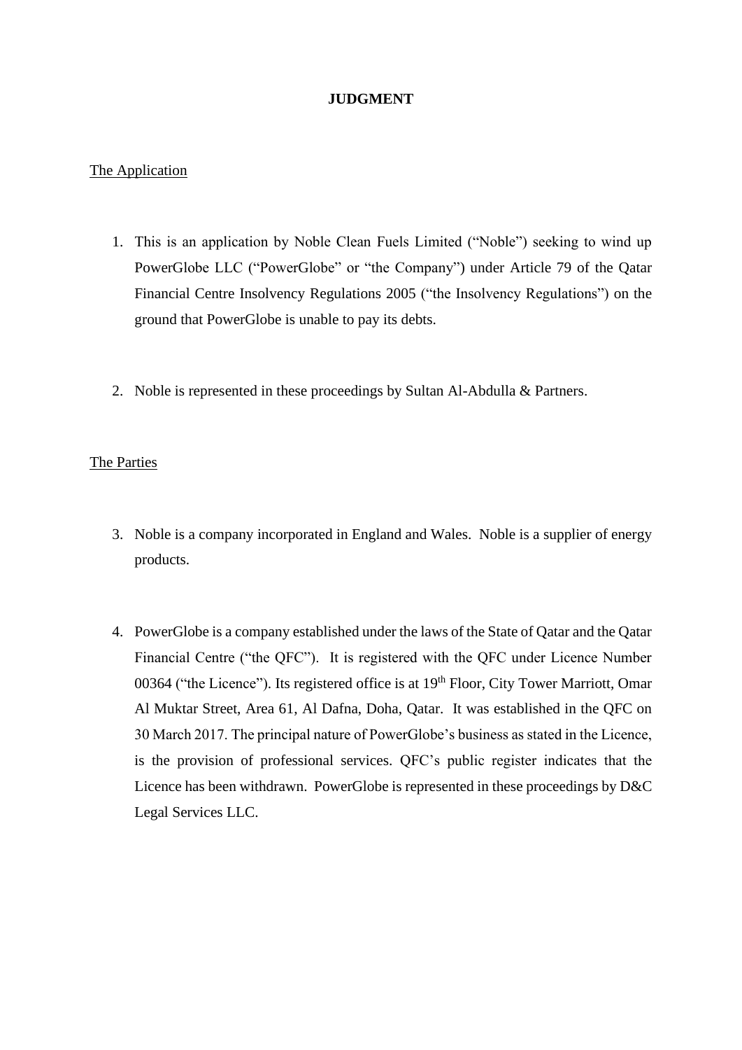**JUDGMENT**

The Application

1. This is an application by Noble Clean Fuels Limited ("Noble") seeking to wind up PowerGlobe LLC ("PowerGlobe" or "the Company") under Article 79 of the Qatar Financial Centre Insolvency Regulations 2005 ("the Insolvency Regulations") on the ground that PowerGlobe is unable to pay its debts.

2. Noble is represented in these proceedings by Sultan Al-Abdulla & Partners.

The Parties

3. Noble is a company incorporated in England and Wales. Noble is a supplier of energy products.

4. PowerGlobe is a company established under the laws of the State of Qatar and the Qatar Financial Centre ("the QFC"). It is registered with the QFC under Licence Number 00364 ("the Licence"). Its registered office is at 19th Floor, City Tower Marriott, Omar Al Muktar Street, Area 61, Al Dafna, Doha, Qatar. It was established in the QFC on 30 March 2017. The principal nature of PowerGlobe's business as stated in the Licence, is the provision of professional services. QFC's public register indicates that the Licence has been withdrawn. PowerGlobe is represented in these proceedings by D&C Legal Services LLC.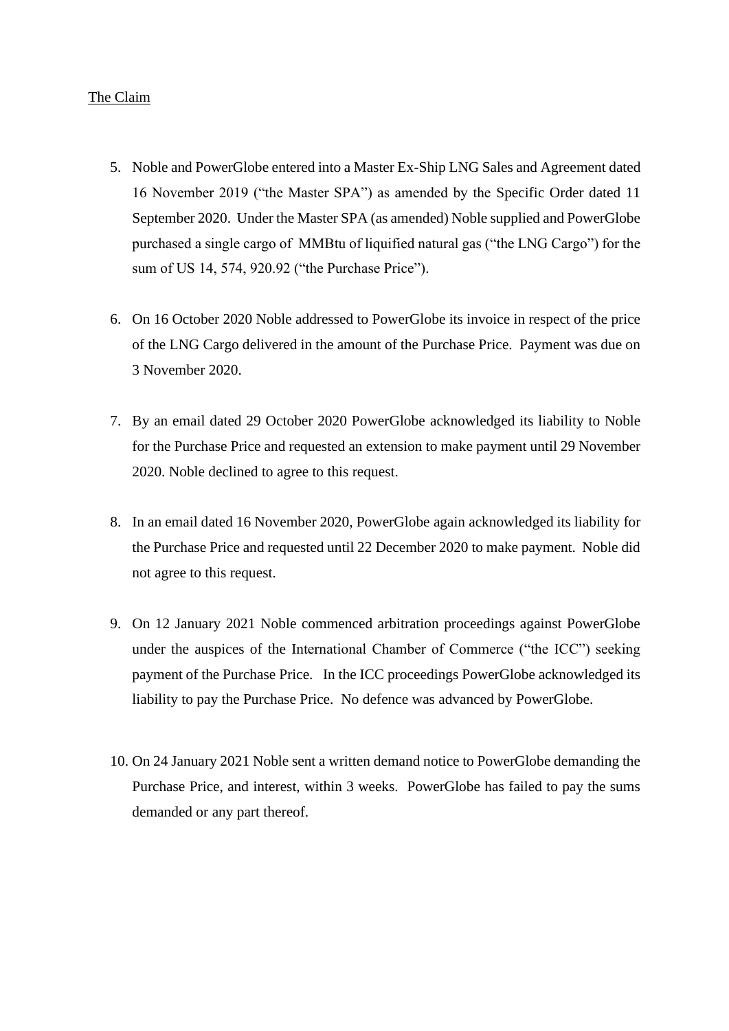The Claim

5. Noble and PowerGlobe entered into a Master Ex-Ship LNG Sales and Agreement dated 16 November 2019 ("the Master SPA") as amended by the Specific Order dated 11 September 2020. Under the Master SPA (as amended) Noble supplied and PowerGlobe purchased a single cargo of  MMBtu of liquified natural gas ("the LNG Cargo") for the sum of US 14, 574, 920.92 ("the Purchase Price").

6. On 16 October 2020 Noble addressed to PowerGlobe its invoice in respect of the price of the LNG Cargo delivered in the amount of the Purchase Price. Payment was due on 3 November 2020.

7. By an email dated 29 October 2020 PowerGlobe acknowledged its liability to Noble for the Purchase Price and requested an extension to make payment until 29 November 2020. Noble declined to agree to this request.

8. In an email dated 16 November 2020, PowerGlobe again acknowledged its liability for the Purchase Price and requested until 22 December 2020 to make payment. Noble did not agree to this request.

9. On 12 January 2021 Noble commenced arbitration proceedings against PowerGlobe under the auspices of the International Chamber of Commerce ("the ICC") seeking payment of the Purchase Price. In the ICC proceedings PowerGlobe acknowledged its liability to pay the Purchase Price. No defence was advanced by PowerGlobe.

10. On 24 January 2021 Noble sent a written demand notice to PowerGlobe demanding the Purchase Price, and interest, within 3 weeks. PowerGlobe has failed to pay the sums demanded or any part thereof.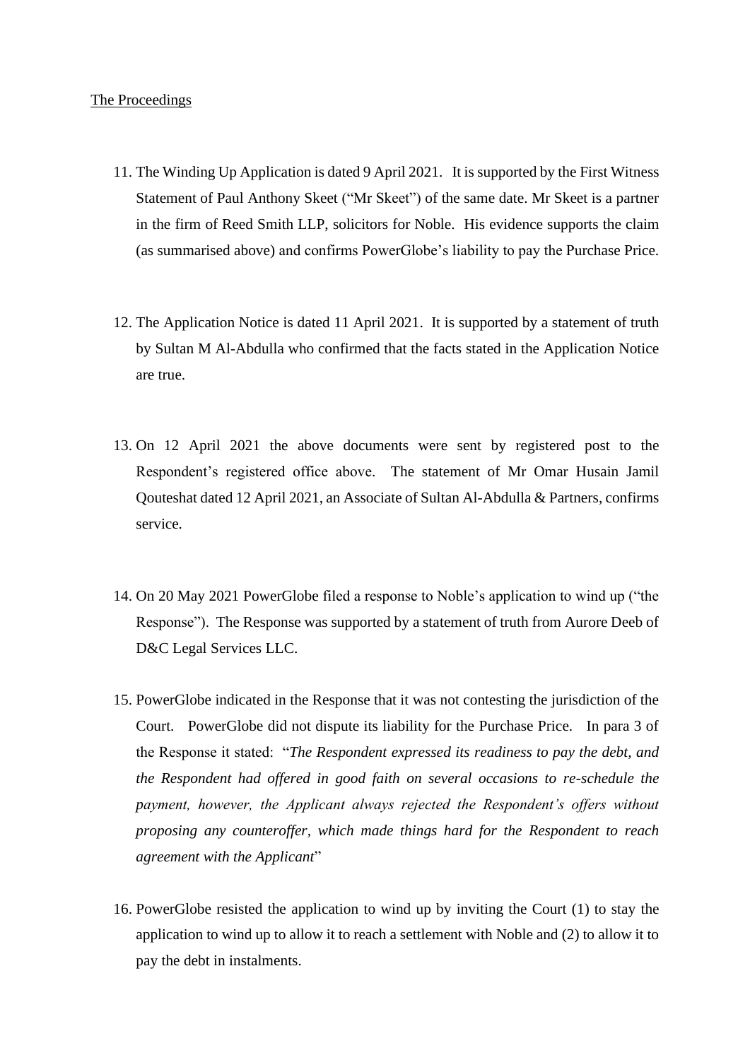<u>The Proceedings</u>

11. The Winding Up Application is dated 9 April 2021. It is supported by the First Witness Statement of Paul Anthony Skeet ("Mr Skeet") of the same date. Mr Skeet is a partner in the firm of Reed Smith LLP, solicitors for Noble. His evidence supports the claim (as summarised above) and confirms PowerGlobe's liability to pay the Purchase Price.

12. The Application Notice is dated 11 April 2021. It is supported by a statement of truth by Sultan M Al-Abdulla who confirmed that the facts stated in the Application Notice are true.

13. On 12 April 2021 the above documents were sent by registered post to the Respondent's registered office above. The statement of Mr Omar Husain Jamil Qouteshat dated 12 April 2021, an Associate of Sultan Al-Abdulla & Partners, confirms service.

14. On 20 May 2021 PowerGlobe filed a response to Noble's application to wind up ("the Response"). The Response was supported by a statement of truth from Aurore Deeb of D&C Legal Services LLC.

15. PowerGlobe indicated in the Response that it was not contesting the jurisdiction of the Court. PowerGlobe did not dispute its liability for the Purchase Price. In para 3 of the Response it stated: "*The Respondent expressed its readiness to pay the debt, and the Respondent had offered in good faith on several occasions to re-schedule the payment, however, the Applicant always rejected the Respondent's offers without proposing any counteroffer, which made things hard for the Respondent to reach agreement with the Applicant*"

16. PowerGlobe resisted the application to wind up by inviting the Court (1) to stay the application to wind up to allow it to reach a settlement with Noble and (2) to allow it to pay the debt in instalments.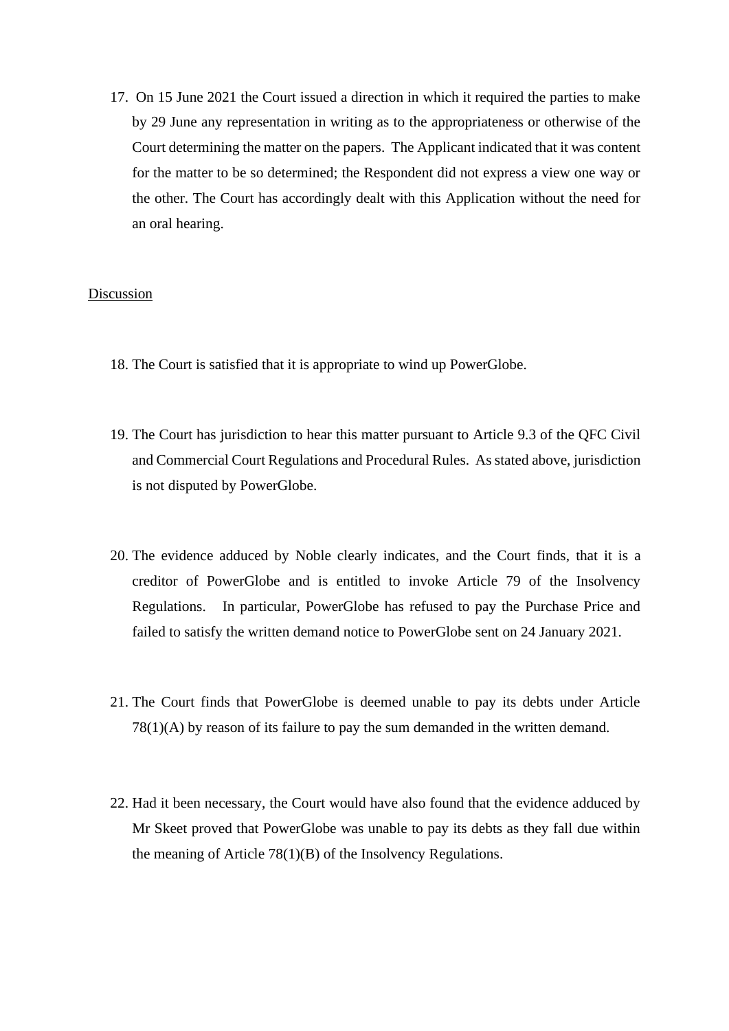17. On 15 June 2021 the Court issued a direction in which it required the parties to make by 29 June any representation in writing as to the appropriateness or otherwise of the Court determining the matter on the papers. The Applicant indicated that it was content for the matter to be so determined; the Respondent did not express a view one way or the other. The Court has accordingly dealt with this Application without the need for an oral hearing.

<u>Discussion</u>

18. The Court is satisfied that it is appropriate to wind up PowerGlobe.

19. The Court has jurisdiction to hear this matter pursuant to Article 9.3 of the QFC Civil and Commercial Court Regulations and Procedural Rules. As stated above, jurisdiction is not disputed by PowerGlobe.

20. The evidence adduced by Noble clearly indicates, and the Court finds, that it is a creditor of PowerGlobe and is entitled to invoke Article 79 of the Insolvency Regulations. In particular, PowerGlobe has refused to pay the Purchase Price and failed to satisfy the written demand notice to PowerGlobe sent on 24 January 2021.

21. The Court finds that PowerGlobe is deemed unable to pay its debts under Article 78(1)(A) by reason of its failure to pay the sum demanded in the written demand.

22. Had it been necessary, the Court would have also found that the evidence adduced by Mr Skeet proved that PowerGlobe was unable to pay its debts as they fall due within the meaning of Article 78(1)(B) of the Insolvency Regulations.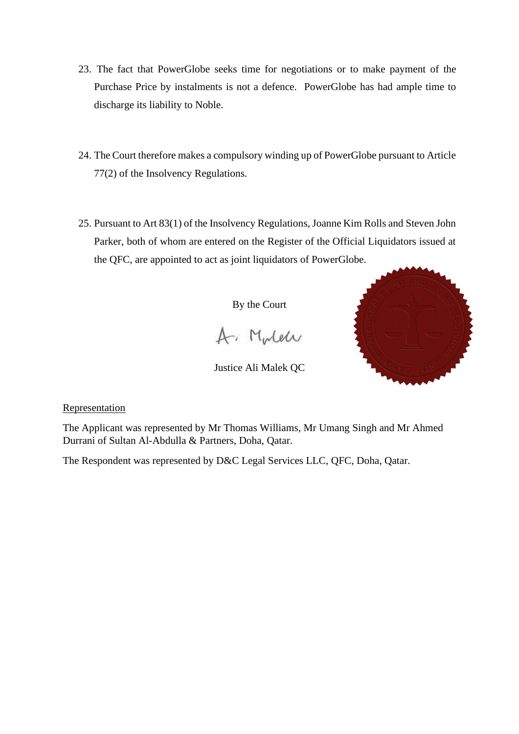23. The fact that PowerGlobe seeks time for negotiations or to make payment of the Purchase Price by instalments is not a defence. PowerGlobe has had ample time to discharge its liability to Noble.

24. The Court therefore makes a compulsory winding up of PowerGlobe pursuant to Article 77(2) of the Insolvency Regulations.

25. Pursuant to Art 83(1) of the Insolvency Regulations, Joanne Kim Rolls and Steven John Parker, both of whom are entered on the Register of the Official Liquidators issued at the QFC, are appointed to act as joint liquidators of PowerGlobe.

By the Court

Justice Ali Malek QC

Representation

The Applicant was represented by Mr Thomas Williams, Mr Umang Singh and Mr Ahmed Durrani of Sultan Al-Abdulla & Partners, Doha, Qatar.

The Respondent was represented by D&C Legal Services LLC, QFC, Doha, Qatar.